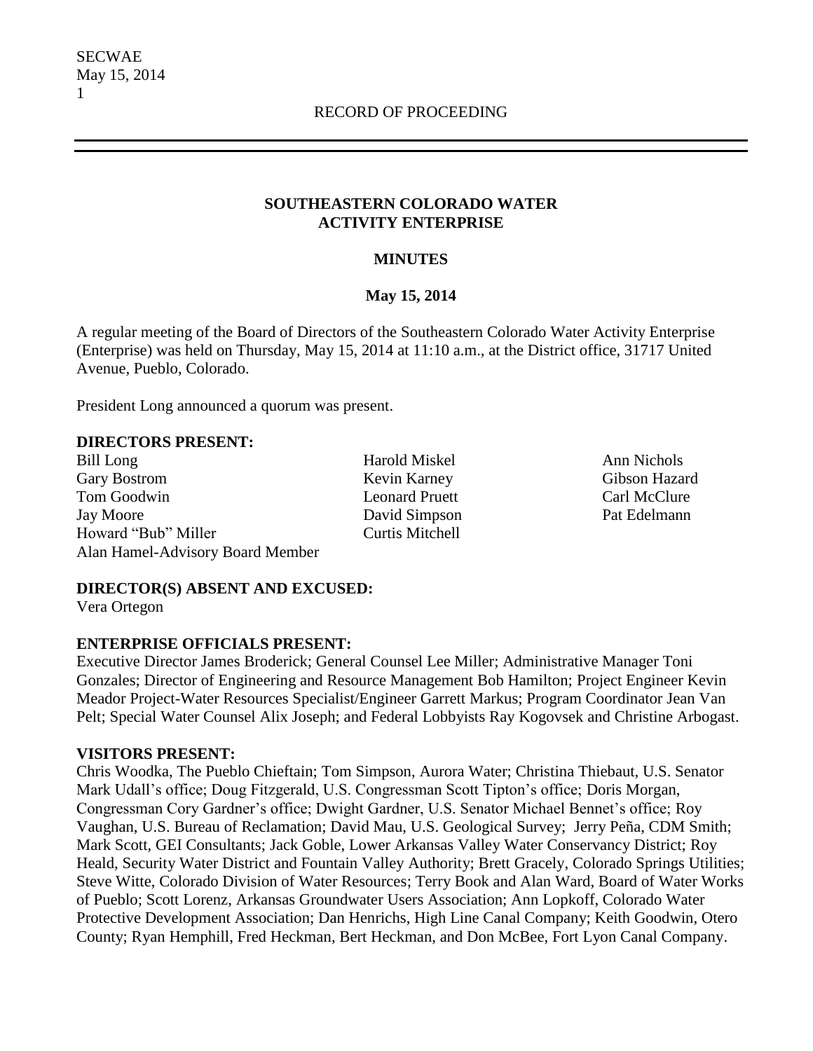RECORD OF PROCEEDING

## SOUTHEASTERN COLORADO WATER ACTIVITY ENTERPRISE

## MINUTES

## May 15, 2014

A regular meeting of the Board of Directors of the Southeastern Colorado Water Activity Enterprise (Enterprise) was held on Thursday, May 15, 2014 at 11:10 a.m., at the District office, 31717 United Avenue, Pueblo, Colorado.

President Long announced a quorum was present.

**DIRECTORS PRESENT:**

Bill Long
Gary Bostrom
Tom Goodwin
Jay Moore
Howard "Bub" Miller
Alan Hamel-Advisory Board Member
Harold Miskel
Kevin Karney
Leonard Pruett
David Simpson
Curtis Mitchell
Ann Nichols
Gibson Hazard
Carl McClure
Pat Edelmann

**DIRECTOR(S) ABSENT AND EXCUSED:**

Vera Ortegon

**ENTERPRISE OFFICIALS PRESENT:**

Executive Director James Broderick; General Counsel Lee Miller; Administrative Manager Toni Gonzales; Director of Engineering and Resource Management Bob Hamilton; Project Engineer Kevin Meador Project-Water Resources Specialist/Engineer Garrett Markus; Program Coordinator Jean Van Pelt; Special Water Counsel Alix Joseph; and Federal Lobbyists Ray Kogovsek and Christine Arbogast.

**VISITORS PRESENT:**

Chris Woodka, The Pueblo Chieftain; Tom Simpson, Aurora Water; Christina Thiebaut, U.S. Senator Mark Udall's office; Doug Fitzgerald, U.S. Congressman Scott Tipton's office; Doris Morgan, Congressman Cory Gardner's office; Dwight Gardner, U.S. Senator Michael Bennet's office; Roy Vaughan, U.S. Bureau of Reclamation; David Mau, U.S. Geological Survey; Jerry Peña, CDM Smith; Mark Scott, GEI Consultants; Jack Goble, Lower Arkansas Valley Water Conservancy District; Roy Heald, Security Water District and Fountain Valley Authority; Brett Gracely, Colorado Springs Utilities; Steve Witte, Colorado Division of Water Resources; Terry Book and Alan Ward, Board of Water Works of Pueblo; Scott Lorenz, Arkansas Groundwater Users Association; Ann Lopkoff, Colorado Water Protective Development Association; Dan Henrichs, High Line Canal Company; Keith Goodwin, Otero County; Ryan Hemphill, Fred Heckman, Bert Heckman, and Don McBee, Fort Lyon Canal Company.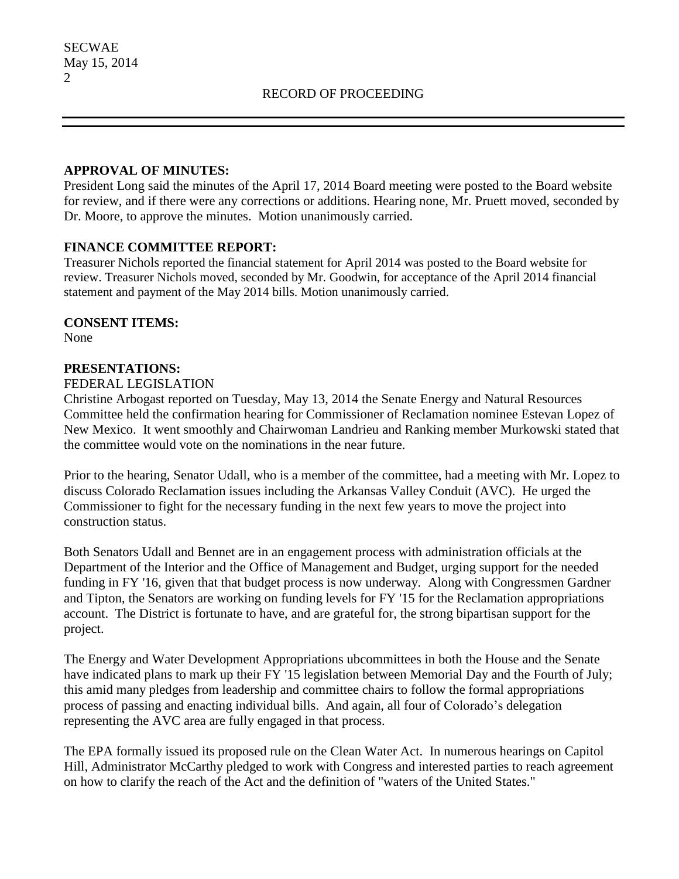**APPROVAL OF MINUTES:**

President Long said the minutes of the April 17, 2014 Board meeting were posted to the Board website for review, and if there were any corrections or additions. Hearing none, Mr. Pruett moved, seconded by Dr. Moore, to approve the minutes. Motion unanimously carried.

**FINANCE COMMITTEE REPORT:**

Treasurer Nichols reported the financial statement for April 2014 was posted to the Board website for review. Treasurer Nichols moved, seconded by Mr. Goodwin, for acceptance of the April 2014 financial statement and payment of the May 2014 bills. Motion unanimously carried.

**CONSENT ITEMS:**

None

**PRESENTATIONS:**

FEDERAL LEGISLATION

Christine Arbogast reported on Tuesday, May 13, 2014 the Senate Energy and Natural Resources Committee held the confirmation hearing for Commissioner of Reclamation nominee Estevan Lopez of New Mexico. It went smoothly and Chairwoman Landrieu and Ranking member Murkowski stated that the committee would vote on the nominations in the near future.

Prior to the hearing, Senator Udall, who is a member of the committee, had a meeting with Mr. Lopez to discuss Colorado Reclamation issues including the Arkansas Valley Conduit (AVC). He urged the Commissioner to fight for the necessary funding in the next few years to move the project into construction status.

Both Senators Udall and Bennet are in an engagement process with administration officials at the Department of the Interior and the Office of Management and Budget, urging support for the needed funding in FY '16, given that that budget process is now underway. Along with Congressmen Gardner and Tipton, the Senators are working on funding levels for FY '15 for the Reclamation appropriations account. The District is fortunate to have, and are grateful for, the strong bipartisan support for the project.

The Energy and Water Development Appropriations ubcommittees in both the House and the Senate have indicated plans to mark up their FY '15 legislation between Memorial Day and the Fourth of July; this amid many pledges from leadership and committee chairs to follow the formal appropriations process of passing and enacting individual bills. And again, all four of Colorado's delegation representing the AVC area are fully engaged in that process.

The EPA formally issued its proposed rule on the Clean Water Act. In numerous hearings on Capitol Hill, Administrator McCarthy pledged to work with Congress and interested parties to reach agreement on how to clarify the reach of the Act and the definition of "waters of the United States."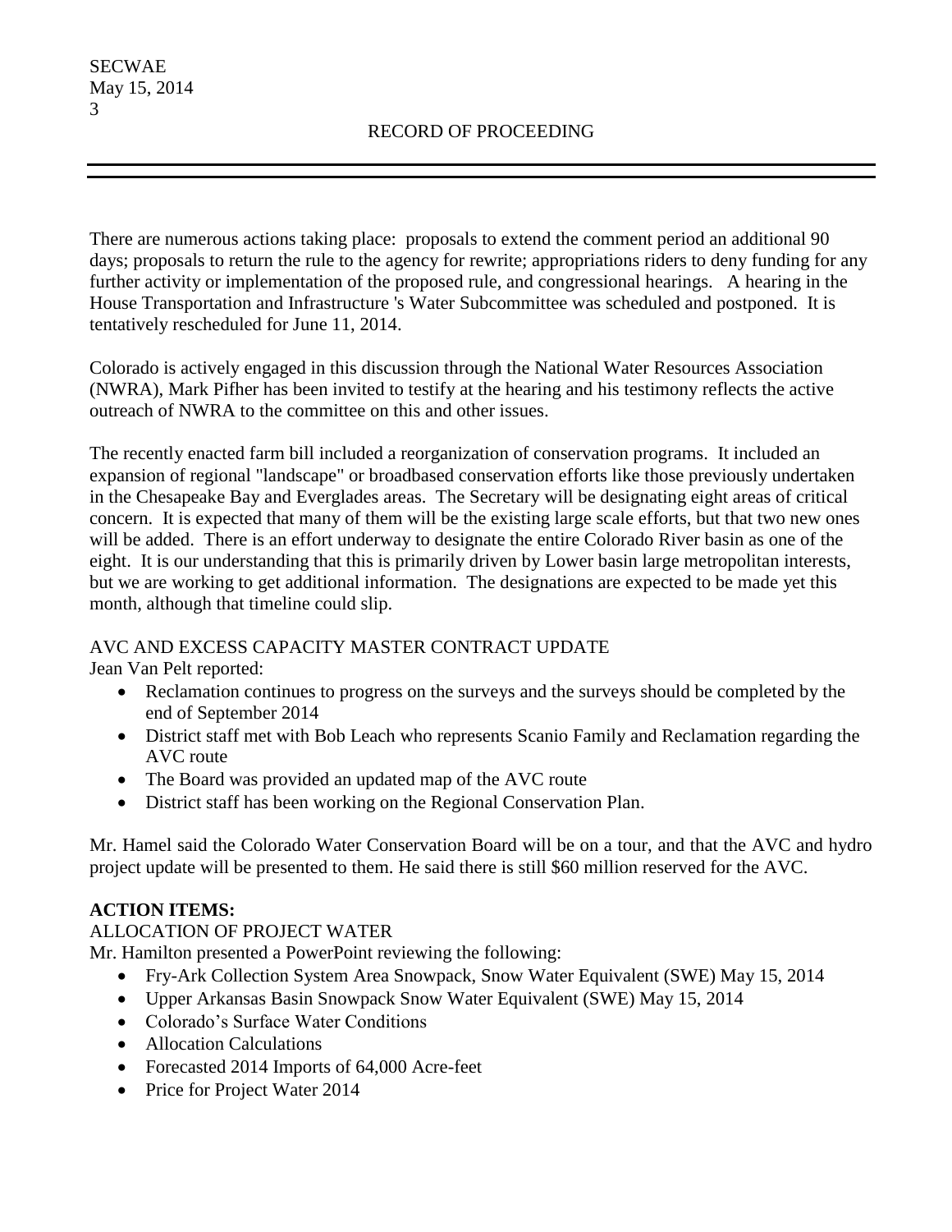There are numerous actions taking place: proposals to extend the comment period an additional 90 days; proposals to return the rule to the agency for rewrite; appropriations riders to deny funding for any further activity or implementation of the proposed rule, and congressional hearings. A hearing in the House Transportation and Infrastructure 's Water Subcommittee was scheduled and postponed. It is tentatively rescheduled for June 11, 2014.

Colorado is actively engaged in this discussion through the National Water Resources Association (NWRA), Mark Pifher has been invited to testify at the hearing and his testimony reflects the active outreach of NWRA to the committee on this and other issues.

The recently enacted farm bill included a reorganization of conservation programs. It included an expansion of regional "landscape" or broadbased conservation efforts like those previously undertaken in the Chesapeake Bay and Everglades areas. The Secretary will be designating eight areas of critical concern. It is expected that many of them will be the existing large scale efforts, but that two new ones will be added. There is an effort underway to designate the entire Colorado River basin as one of the eight. It is our understanding that this is primarily driven by Lower basin large metropolitan interests, but we are working to get additional information. The designations are expected to be made yet this month, although that timeline could slip.

AVC AND EXCESS CAPACITY MASTER CONTRACT UPDATE

Jean Van Pelt reported:

- Reclamation continues to progress on the surveys and the surveys should be completed by the end of September 2014
- District staff met with Bob Leach who represents Scanio Family and Reclamation regarding the AVC route
- The Board was provided an updated map of the AVC route
- District staff has been working on the Regional Conservation Plan.

Mr. Hamel said the Colorado Water Conservation Board will be on a tour, and that the AVC and hydro project update will be presented to them. He said there is still $60 million reserved for the AVC.

**ACTION ITEMS:**

ALLOCATION OF PROJECT WATER

Mr. Hamilton presented a PowerPoint reviewing the following:

- Fry-Ark Collection System Area Snowpack, Snow Water Equivalent (SWE) May 15, 2014
- Upper Arkansas Basin Snowpack Snow Water Equivalent (SWE) May 15, 2014
- Colorado's Surface Water Conditions
- Allocation Calculations
- Forecasted 2014 Imports of 64,000 Acre-feet
- Price for Project Water 2014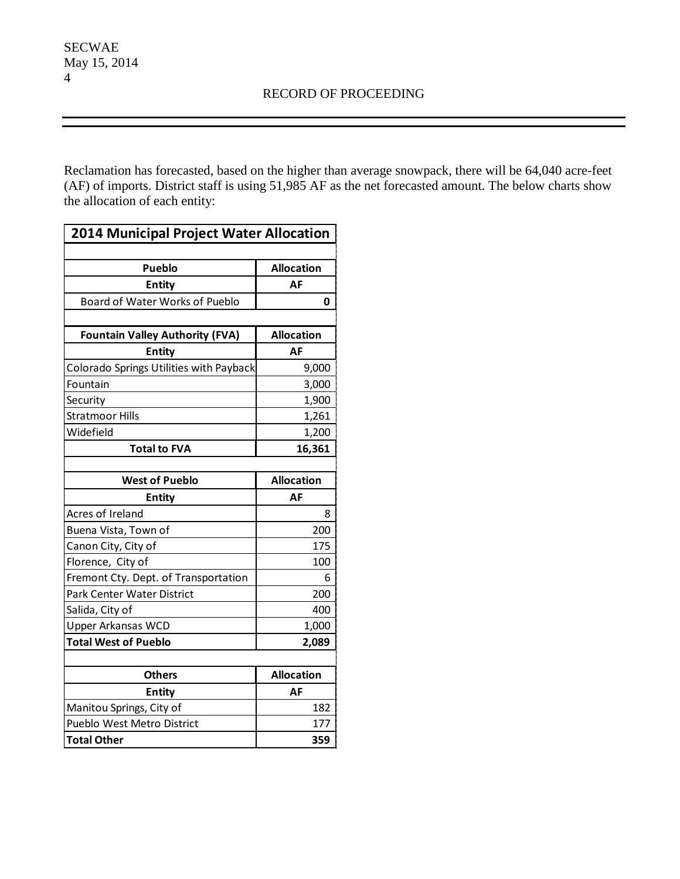Reclamation has forecasted, based on the higher than average snowpack, there will be 64,040 acre-feet (AF) of imports. District staff is using 51,985 AF as the net forecasted amount. The below charts show the allocation of each entity:

| 2014 Municipal Project Water Allocation | |
|---|---|
| | |
| **Pueblo** | **Allocation** |
| **Entity** | **AF** |
| Board of Water Works of Pueblo | **0** |
| | |
| **Fountain Valley Authority (FVA)** | **Allocation** |
| **Entity** | **AF** |
| Colorado Springs Utilities with Payback | 9,000 |
| Fountain | 3,000 |
| Security | 1,900 |
| Stratmoor Hills | 1,261 |
| Widefield | 1,200 |
| **Total to FVA** | **16,361** |
| | |
| **West of Pueblo** | **Allocation** |
| **Entity** | **AF** |
| Acres of Ireland | 8 |
| Buena Vista, Town of | 200 |
| Canon City, City of | 175 |
| Florence, City of | 100 |
| Fremont Cty. Dept. of Transportation | 6 |
| Park Center Water District | 200 |
| Salida, City of | 400 |
| Upper Arkansas WCD | 1,000 |
| **Total West of Pueblo** | **2,089** |
| | |
| **Others** | **Allocation** |
| **Entity** | **AF** |
| Manitou Springs, City of | 182 |
| Pueblo West Metro District | 177 |
| **Total Other** | **359** |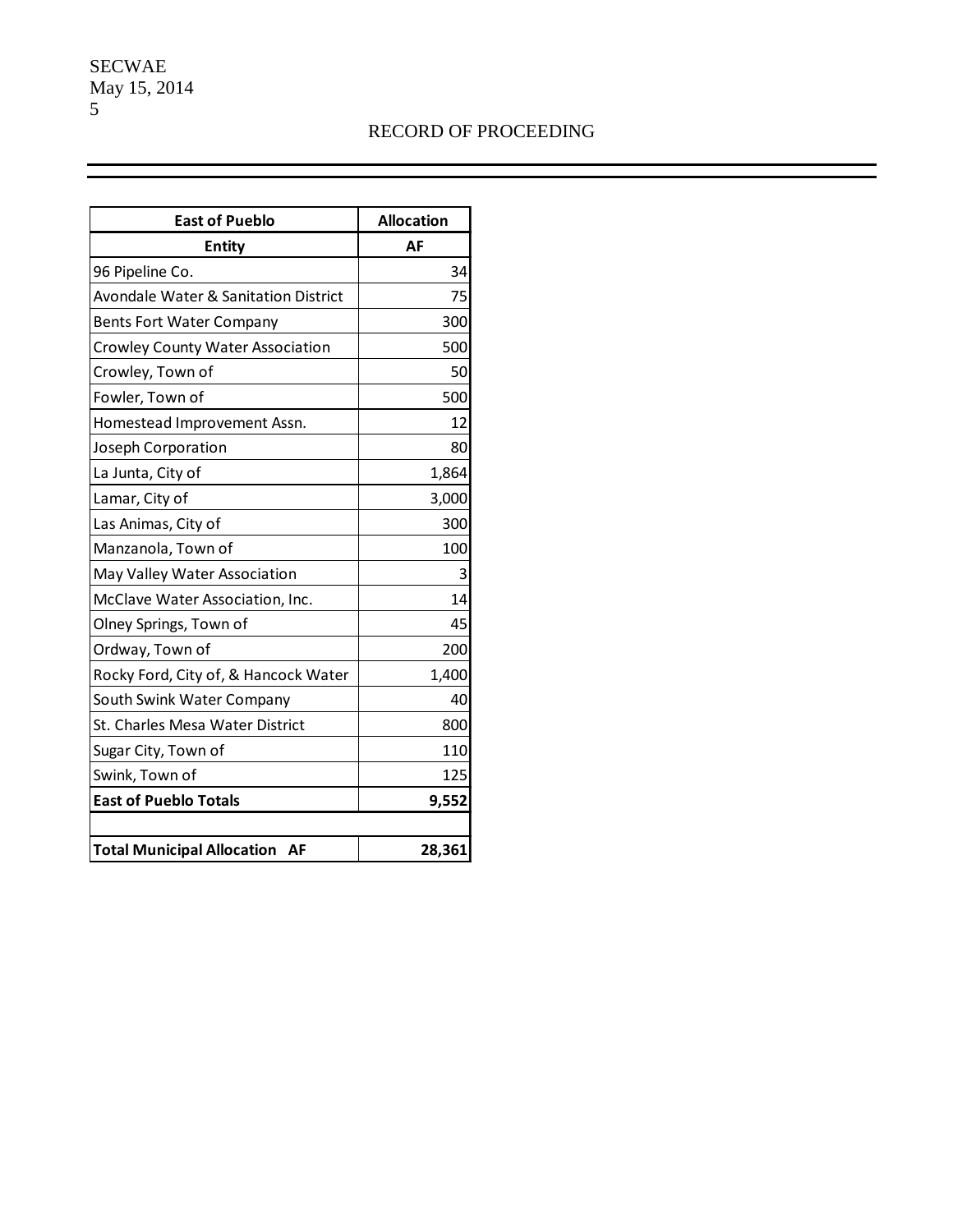| East of Pueblo | Allocation |
|---|---|
| **Entity** | **AF** |
| 96 Pipeline Co. | 34 |
| Avondale Water & Sanitation District | 75 |
| Bents Fort Water Company | 300 |
| Crowley County Water Association | 500 |
| Crowley, Town of | 50 |
| Fowler, Town of | 500 |
| Homestead Improvement Assn. | 12 |
| Joseph Corporation | 80 |
| La Junta, City of | 1,864 |
| Lamar, City of | 3,000 |
| Las Animas, City of | 300 |
| Manzanola, Town of | 100 |
| May Valley Water Association | 3 |
| McClave Water Association, Inc. | 14 |
| Olney Springs, Town of | 45 |
| Ordway, Town of | 200 |
| Rocky Ford, City of, & Hancock Water | 1,400 |
| South Swink Water Company | 40 |
| St. Charles Mesa Water District | 800 |
| Sugar City, Town of | 110 |
| Swink, Town of | 125 |
| **East of Pueblo Totals** | **9,552** |
| | |
| **Total Municipal Allocation AF** | **28,361** |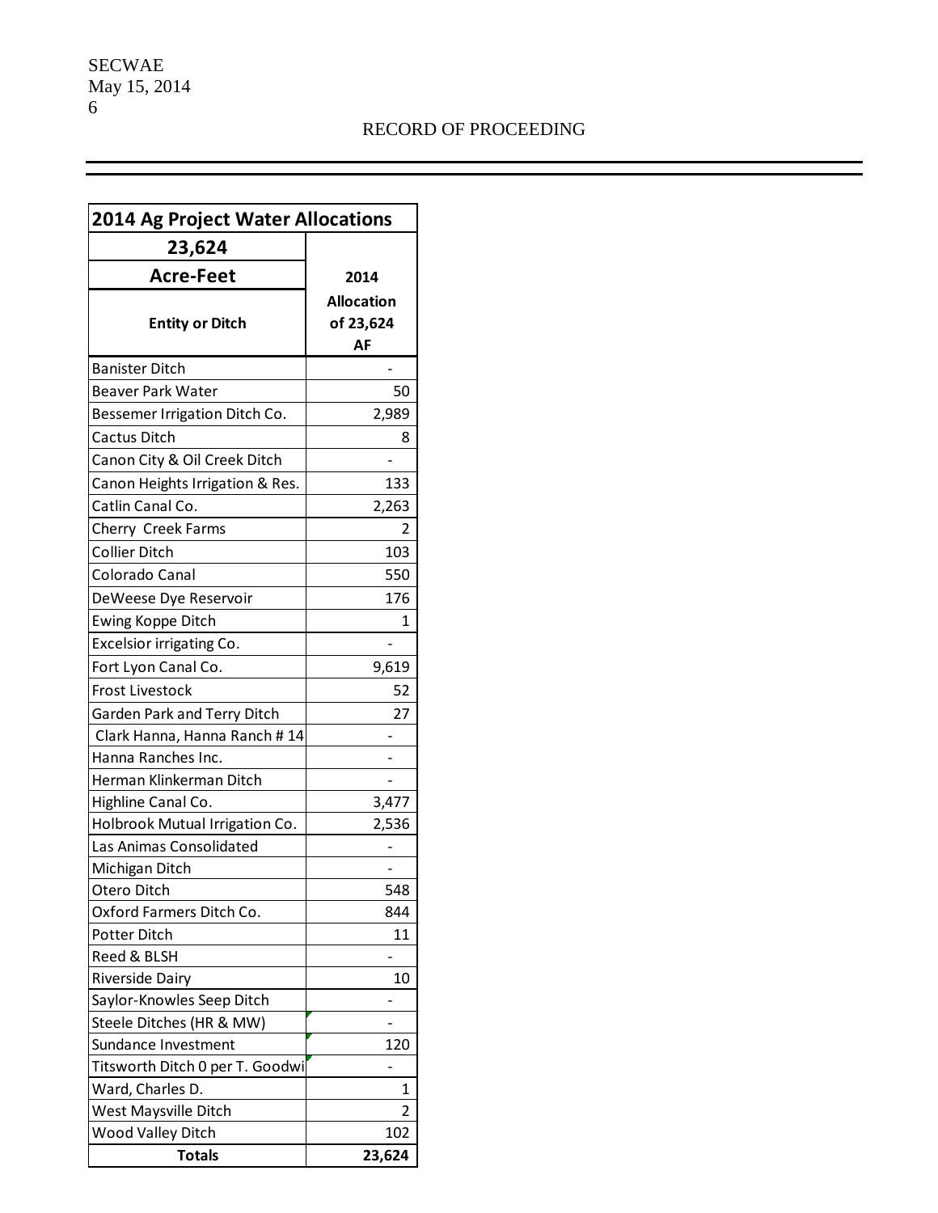RECORD OF PROCEEDING

| 2014 Ag Project Water Allocations | |
|---|---|
| **23,624** | |
| **Acre-Feet** | **2014** |
| **Entity or Ditch** | **Allocation of 23,624 AF** |
| Banister Ditch | - |
| Beaver Park Water | 50 |
| Bessemer Irrigation Ditch Co. | 2,989 |
| Cactus Ditch | 8 |
| Canon City & Oil Creek Ditch | - |
| Canon Heights Irrigation & Res. | 133 |
| Catlin Canal Co. | 2,263 |
| Cherry Creek Farms | 2 |
| Collier Ditch | 103 |
| Colorado Canal | 550 |
| DeWeese Dye Reservoir | 176 |
| Ewing Koppe Ditch | 1 |
| Excelsior irrigating Co. | - |
| Fort Lyon Canal Co. | 9,619 |
| Frost Livestock | 52 |
| Garden Park and Terry Ditch | 27 |
| Clark Hanna, Hanna Ranch # 14 | - |
| Hanna Ranches Inc. | - |
| Herman Klinkerman Ditch | - |
| Highline Canal Co. | 3,477 |
| Holbrook Mutual Irrigation Co. | 2,536 |
| Las Animas Consolidated | - |
| Michigan Ditch | - |
| Otero Ditch | 548 |
| Oxford Farmers Ditch Co. | 844 |
| Potter Ditch | 11 |
| Reed & BLSH | - |
| Riverside Dairy | 10 |
| Saylor-Knowles Seep Ditch | - |
| Steele Ditches (HR & MW) | - |
| Sundance Investment | 120 |
| Titsworth Ditch 0 per T. Goodwi | - |
| Ward, Charles D. | 1 |
| West Maysville Ditch | 2 |
| Wood Valley Ditch | 102 |
| **Totals** | **23,624** |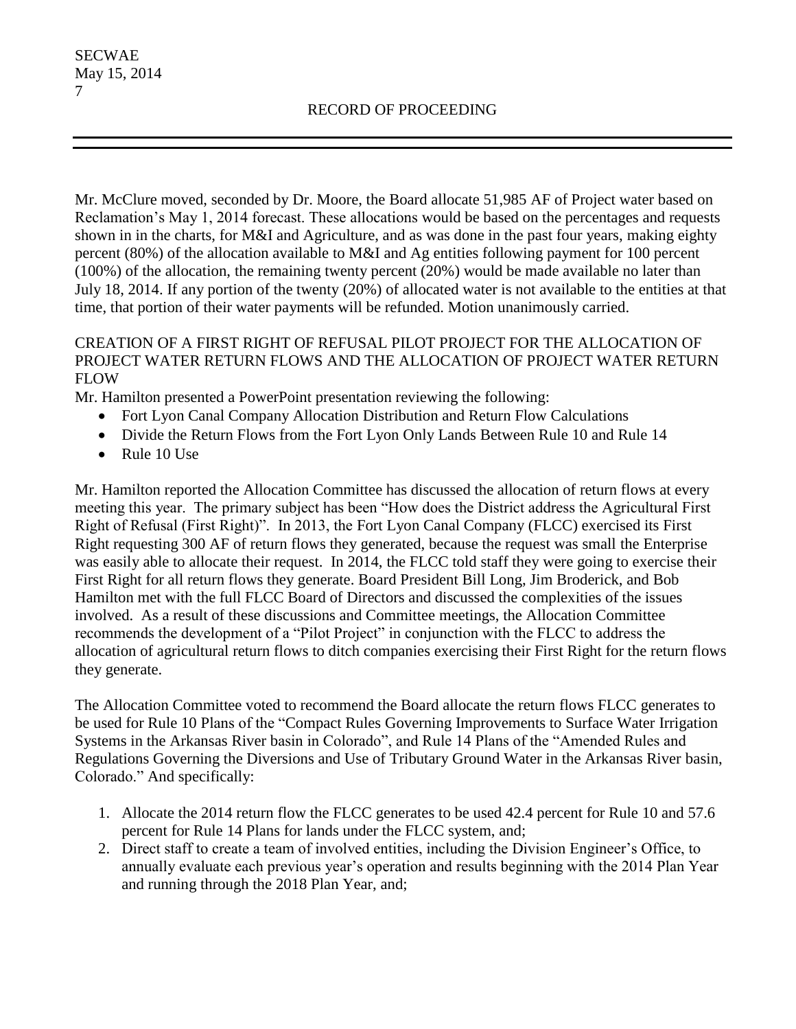Mr. McClure moved, seconded by Dr. Moore, the Board allocate 51,985 AF of Project water based on Reclamation's May 1, 2014 forecast. These allocations would be based on the percentages and requests shown in in the charts, for M&I and Agriculture, and as was done in the past four years, making eighty percent (80%) of the allocation available to M&I and Ag entities following payment for 100 percent (100%) of the allocation, the remaining twenty percent (20%) would be made available no later than July 18, 2014. If any portion of the twenty (20%) of allocated water is not available to the entities at that time, that portion of their water payments will be refunded. Motion unanimously carried.

CREATION OF A FIRST RIGHT OF REFUSAL PILOT PROJECT FOR THE ALLOCATION OF PROJECT WATER RETURN FLOWS AND THE ALLOCATION OF PROJECT WATER RETURN FLOW

Mr. Hamilton presented a PowerPoint presentation reviewing the following:

- Fort Lyon Canal Company Allocation Distribution and Return Flow Calculations
- Divide the Return Flows from the Fort Lyon Only Lands Between Rule 10 and Rule 14
- Rule 10 Use

Mr. Hamilton reported the Allocation Committee has discussed the allocation of return flows at every meeting this year. The primary subject has been "How does the District address the Agricultural First Right of Refusal (First Right)". In 2013, the Fort Lyon Canal Company (FLCC) exercised its First Right requesting 300 AF of return flows they generated, because the request was small the Enterprise was easily able to allocate their request. In 2014, the FLCC told staff they were going to exercise their First Right for all return flows they generate. Board President Bill Long, Jim Broderick, and Bob Hamilton met with the full FLCC Board of Directors and discussed the complexities of the issues involved. As a result of these discussions and Committee meetings, the Allocation Committee recommends the development of a "Pilot Project" in conjunction with the FLCC to address the allocation of agricultural return flows to ditch companies exercising their First Right for the return flows they generate.

The Allocation Committee voted to recommend the Board allocate the return flows FLCC generates to be used for Rule 10 Plans of the "Compact Rules Governing Improvements to Surface Water Irrigation Systems in the Arkansas River basin in Colorado", and Rule 14 Plans of the "Amended Rules and Regulations Governing the Diversions and Use of Tributary Ground Water in the Arkansas River basin, Colorado." And specifically:

1. Allocate the 2014 return flow the FLCC generates to be used 42.4 percent for Rule 10 and 57.6 percent for Rule 14 Plans for lands under the FLCC system, and;
2. Direct staff to create a team of involved entities, including the Division Engineer's Office, to annually evaluate each previous year's operation and results beginning with the 2014 Plan Year and running through the 2018 Plan Year, and;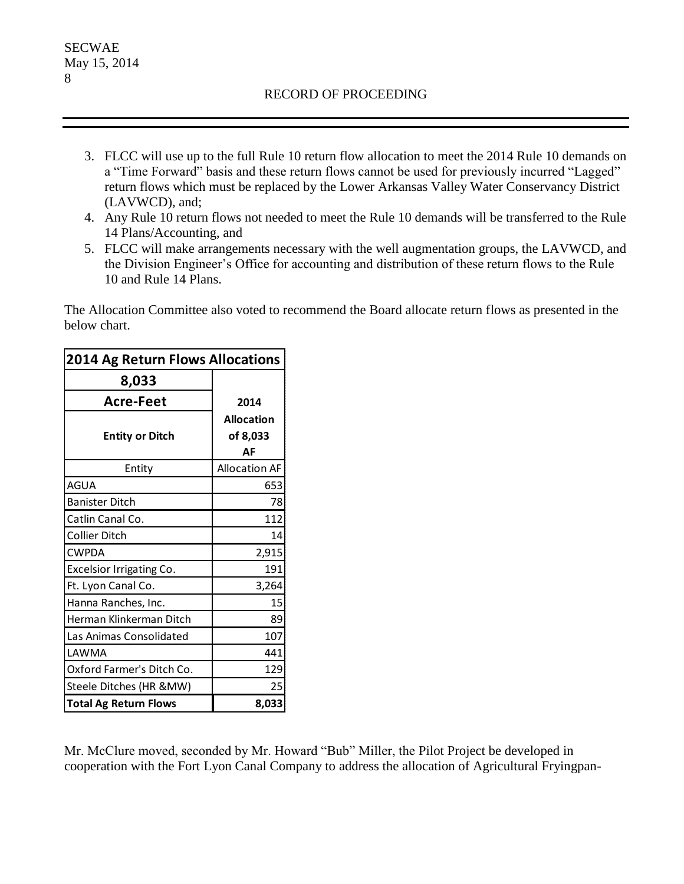3. FLCC will use up to the full Rule 10 return flow allocation to meet the 2014 Rule 10 demands on a "Time Forward" basis and these return flows cannot be used for previously incurred "Lagged" return flows which must be replaced by the Lower Arkansas Valley Water Conservancy District (LAVWCD), and;
4. Any Rule 10 return flows not needed to meet the Rule 10 demands will be transferred to the Rule 14 Plans/Accounting, and
5. FLCC will make arrangements necessary with the well augmentation groups, the LAVWCD, and the Division Engineer's Office for accounting and distribution of these return flows to the Rule 10 and Rule 14 Plans.

The Allocation Committee also voted to recommend the Board allocate return flows as presented in the below chart.

| **2014 Ag Return Flows Allocations** | |
|---|---|
| **8,033** | |
| **Acre-Feet** | **2014** |
| **Entity or Ditch** | **Allocation of 8,033 AF** |
| Entity | Allocation AF |
| AGUA | 653 |
| Banister Ditch | 78 |
| Catlin Canal Co. | 112 |
| Collier Ditch | 14 |
| CWPDA | 2,915 |
| Excelsior Irrigating Co. | 191 |
| Ft. Lyon Canal Co. | 3,264 |
| Hanna Ranches, Inc. | 15 |
| Herman Klinkerman Ditch | 89 |
| Las Animas Consolidated | 107 |
| LAWMA | 441 |
| Oxford Farmer's Ditch Co. | 129 |
| Steele Ditches (HR &MW) | 25 |
| **Total Ag Return Flows** | **8,033** |

Mr. McClure moved, seconded by Mr. Howard "Bub" Miller, the Pilot Project be developed in cooperation with the Fort Lyon Canal Company to address the allocation of Agricultural Fryingpan-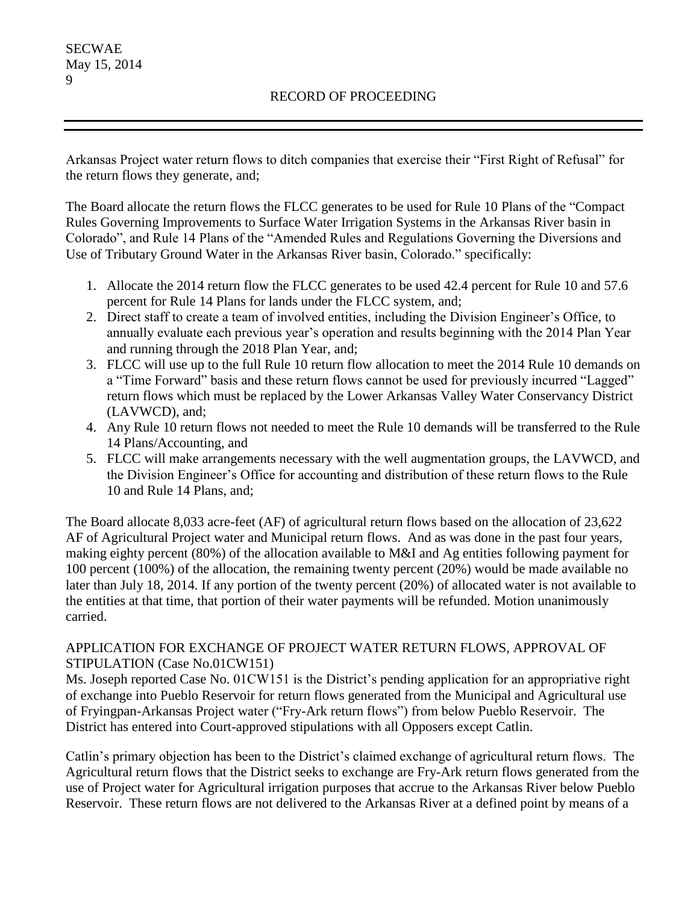Arkansas Project water return flows to ditch companies that exercise their "First Right of Refusal" for the return flows they generate, and;

The Board allocate the return flows the FLCC generates to be used for Rule 10 Plans of the "Compact Rules Governing Improvements to Surface Water Irrigation Systems in the Arkansas River basin in Colorado", and Rule 14 Plans of the "Amended Rules and Regulations Governing the Diversions and Use of Tributary Ground Water in the Arkansas River basin, Colorado." specifically:

1. Allocate the 2014 return flow the FLCC generates to be used 42.4 percent for Rule 10 and 57.6 percent for Rule 14 Plans for lands under the FLCC system, and;
2. Direct staff to create a team of involved entities, including the Division Engineer's Office, to annually evaluate each previous year's operation and results beginning with the 2014 Plan Year and running through the 2018 Plan Year, and;
3. FLCC will use up to the full Rule 10 return flow allocation to meet the 2014 Rule 10 demands on a "Time Forward" basis and these return flows cannot be used for previously incurred "Lagged" return flows which must be replaced by the Lower Arkansas Valley Water Conservancy District (LAVWCD), and;
4. Any Rule 10 return flows not needed to meet the Rule 10 demands will be transferred to the Rule 14 Plans/Accounting, and
5. FLCC will make arrangements necessary with the well augmentation groups, the LAVWCD, and the Division Engineer's Office for accounting and distribution of these return flows to the Rule 10 and Rule 14 Plans, and;

The Board allocate 8,033 acre-feet (AF) of agricultural return flows based on the allocation of 23,622 AF of Agricultural Project water and Municipal return flows. And as was done in the past four years, making eighty percent (80%) of the allocation available to M&I and Ag entities following payment for 100 percent (100%) of the allocation, the remaining twenty percent (20%) would be made available no later than July 18, 2014. If any portion of the twenty percent (20%) of allocated water is not available to the entities at that time, that portion of their water payments will be refunded. Motion unanimously carried.

APPLICATION FOR EXCHANGE OF PROJECT WATER RETURN FLOWS, APPROVAL OF STIPULATION (Case No.01CW151)

Ms. Joseph reported Case No. 01CW151 is the District's pending application for an appropriative right of exchange into Pueblo Reservoir for return flows generated from the Municipal and Agricultural use of Fryingpan-Arkansas Project water ("Fry-Ark return flows") from below Pueblo Reservoir. The District has entered into Court-approved stipulations with all Opposers except Catlin.

Catlin's primary objection has been to the District's claimed exchange of agricultural return flows. The Agricultural return flows that the District seeks to exchange are Fry-Ark return flows generated from the use of Project water for Agricultural irrigation purposes that accrue to the Arkansas River below Pueblo Reservoir. These return flows are not delivered to the Arkansas River at a defined point by means of a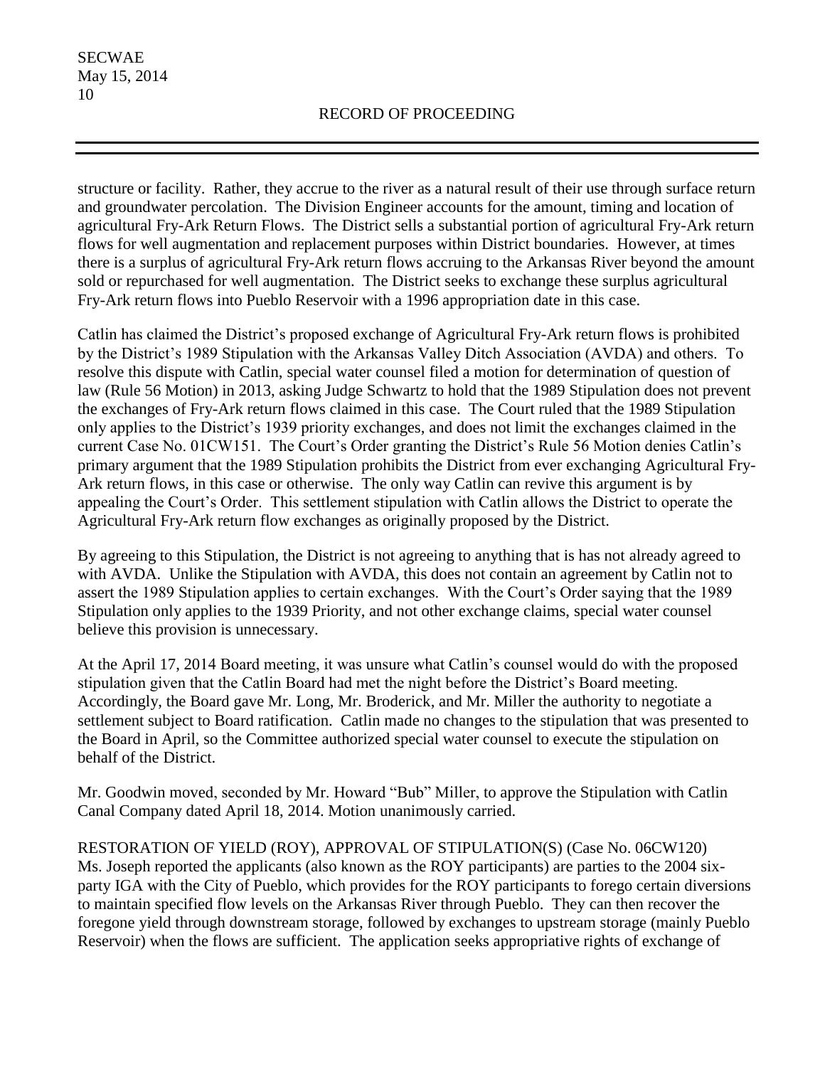structure or facility. Rather, they accrue to the river as a natural result of their use through surface return and groundwater percolation. The Division Engineer accounts for the amount, timing and location of agricultural Fry-Ark Return Flows. The District sells a substantial portion of agricultural Fry-Ark return flows for well augmentation and replacement purposes within District boundaries. However, at times there is a surplus of agricultural Fry-Ark return flows accruing to the Arkansas River beyond the amount sold or repurchased for well augmentation. The District seeks to exchange these surplus agricultural Fry-Ark return flows into Pueblo Reservoir with a 1996 appropriation date in this case.

Catlin has claimed the District's proposed exchange of Agricultural Fry-Ark return flows is prohibited by the District's 1989 Stipulation with the Arkansas Valley Ditch Association (AVDA) and others. To resolve this dispute with Catlin, special water counsel filed a motion for determination of question of law (Rule 56 Motion) in 2013, asking Judge Schwartz to hold that the 1989 Stipulation does not prevent the exchanges of Fry-Ark return flows claimed in this case. The Court ruled that the 1989 Stipulation only applies to the District's 1939 priority exchanges, and does not limit the exchanges claimed in the current Case No. 01CW151. The Court's Order granting the District's Rule 56 Motion denies Catlin's primary argument that the 1989 Stipulation prohibits the District from ever exchanging Agricultural Fry-Ark return flows, in this case or otherwise. The only way Catlin can revive this argument is by appealing the Court's Order. This settlement stipulation with Catlin allows the District to operate the Agricultural Fry-Ark return flow exchanges as originally proposed by the District.

By agreeing to this Stipulation, the District is not agreeing to anything that is has not already agreed to with AVDA. Unlike the Stipulation with AVDA, this does not contain an agreement by Catlin not to assert the 1989 Stipulation applies to certain exchanges. With the Court's Order saying that the 1989 Stipulation only applies to the 1939 Priority, and not other exchange claims, special water counsel believe this provision is unnecessary.

At the April 17, 2014 Board meeting, it was unsure what Catlin's counsel would do with the proposed stipulation given that the Catlin Board had met the night before the District's Board meeting. Accordingly, the Board gave Mr. Long, Mr. Broderick, and Mr. Miller the authority to negotiate a settlement subject to Board ratification. Catlin made no changes to the stipulation that was presented to the Board in April, so the Committee authorized special water counsel to execute the stipulation on behalf of the District.

Mr. Goodwin moved, seconded by Mr. Howard "Bub" Miller, to approve the Stipulation with Catlin Canal Company dated April 18, 2014. Motion unanimously carried.

RESTORATION OF YIELD (ROY), APPROVAL OF STIPULATION(S) (Case No. 06CW120)
Ms. Joseph reported the applicants (also known as the ROY participants) are parties to the 2004 six-party IGA with the City of Pueblo, which provides for the ROY participants to forego certain diversions to maintain specified flow levels on the Arkansas River through Pueblo. They can then recover the foregone yield through downstream storage, followed by exchanges to upstream storage (mainly Pueblo Reservoir) when the flows are sufficient. The application seeks appropriative rights of exchange of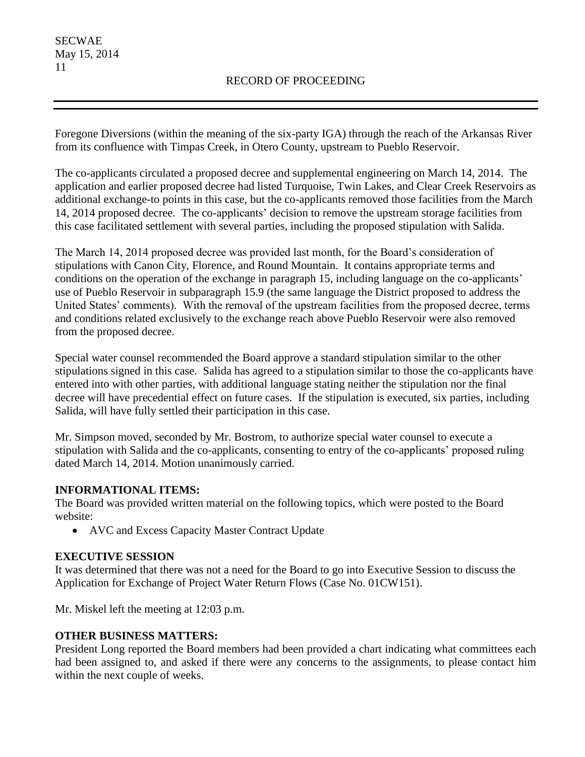Foregone Diversions (within the meaning of the six-party IGA) through the reach of the Arkansas River from its confluence with Timpas Creek, in Otero County, upstream to Pueblo Reservoir.

The co-applicants circulated a proposed decree and supplemental engineering on March 14, 2014. The application and earlier proposed decree had listed Turquoise, Twin Lakes, and Clear Creek Reservoirs as additional exchange-to points in this case, but the co-applicants removed those facilities from the March 14, 2014 proposed decree. The co-applicants' decision to remove the upstream storage facilities from this case facilitated settlement with several parties, including the proposed stipulation with Salida.

The March 14, 2014 proposed decree was provided last month, for the Board's consideration of stipulations with Canon City, Florence, and Round Mountain. It contains appropriate terms and conditions on the operation of the exchange in paragraph 15, including language on the co-applicants' use of Pueblo Reservoir in subparagraph 15.9 (the same language the District proposed to address the United States' comments). With the removal of the upstream facilities from the proposed decree, terms and conditions related exclusively to the exchange reach above Pueblo Reservoir were also removed from the proposed decree.

Special water counsel recommended the Board approve a standard stipulation similar to the other stipulations signed in this case. Salida has agreed to a stipulation similar to those the co-applicants have entered into with other parties, with additional language stating neither the stipulation nor the final decree will have precedential effect on future cases. If the stipulation is executed, six parties, including Salida, will have fully settled their participation in this case.

Mr. Simpson moved, seconded by Mr. Bostrom, to authorize special water counsel to execute a stipulation with Salida and the co-applicants, consenting to entry of the co-applicants' proposed ruling dated March 14, 2014. Motion unanimously carried.

**INFORMATIONAL ITEMS:**
The Board was provided written material on the following topics, which were posted to the Board website:

- AVC and Excess Capacity Master Contract Update

**EXECUTIVE SESSION**
It was determined that there was not a need for the Board to go into Executive Session to discuss the Application for Exchange of Project Water Return Flows (Case No. 01CW151).

Mr. Miskel left the meeting at 12:03 p.m.

**OTHER BUSINESS MATTERS:**
President Long reported the Board members had been provided a chart indicating what committees each had been assigned to, and asked if there were any concerns to the assignments, to please contact him within the next couple of weeks.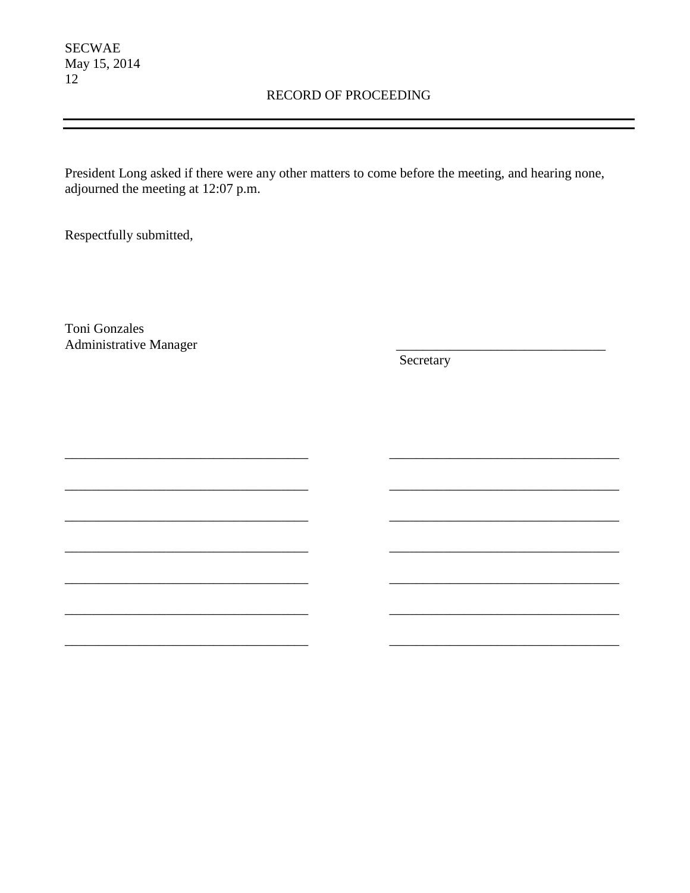President Long asked if there were any other matters to come before the meeting, and hearing none, adjourned the meeting at 12:07 p.m.

Respectfully submitted,

Toni Gonzales
Administrative Manager

______________________________
Secretary

______________________________ ______________________________

______________________________ ______________________________

______________________________ ______________________________

______________________________ ______________________________

______________________________ ______________________________

______________________________ ______________________________

______________________________ ______________________________